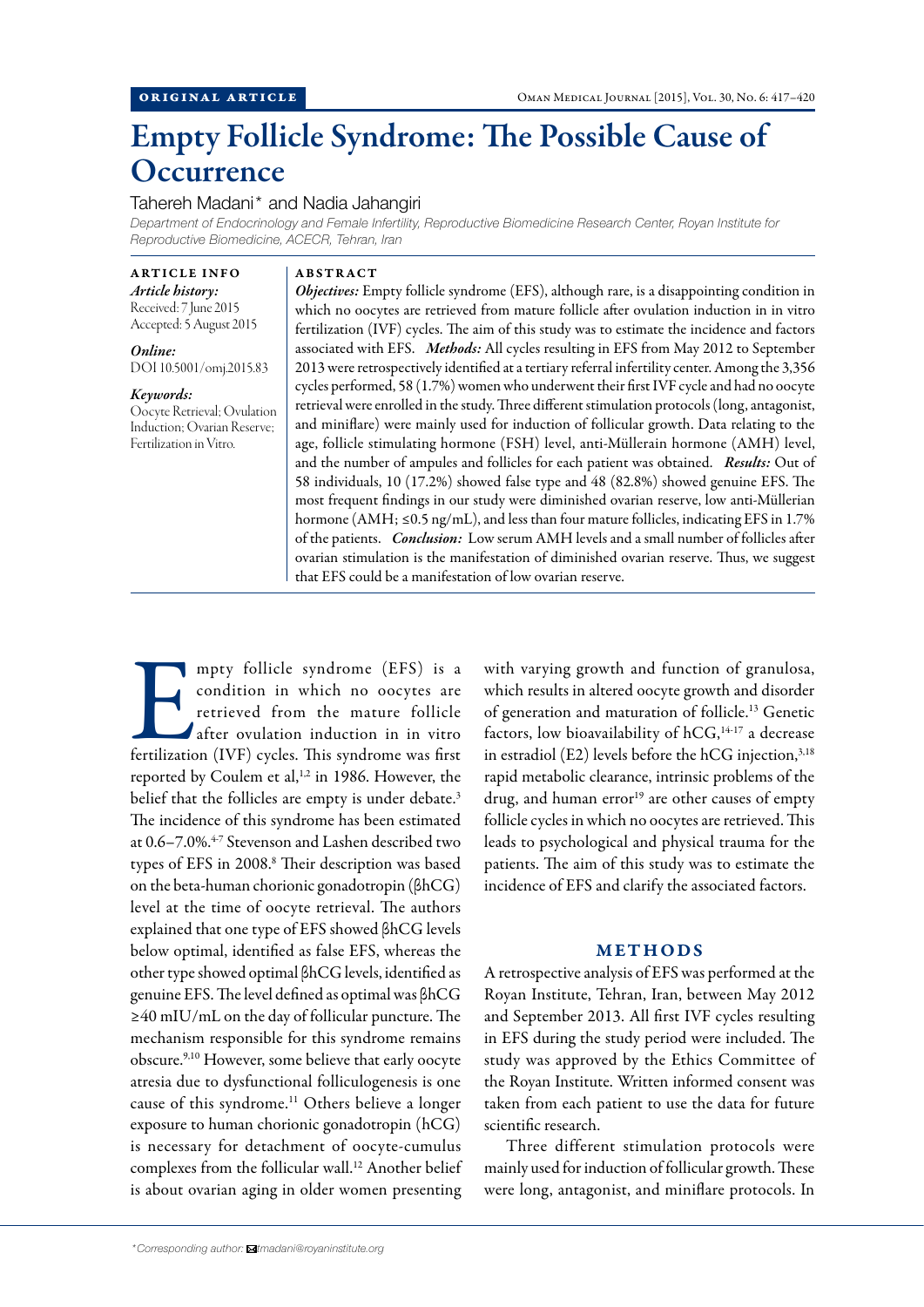ORIGINAL ARTICLE

# Empty Follicle Syndrome: The Possible Cause of Occurrence

Tahereh Madani* and Nadia Jahangiri

*Department of Endocrinology and Female Infertility, Reproductive Biomedicine Research Center, Royan Institute for Reproductive Biomedicine, ACECR, Tehran, Iran*

**ARTICLE INFO**

***Article history:***
Received: 7 June 2015
Accepted: 5 August 2015

***Online:***
DOI 10.5001/omj.2015.83

***Keywords:***
Oocyte Retrieval; Ovulation Induction; Ovarian Reserve; Fertilization in Vitro.

**ABSTRACT**

***Objectives:*** Empty follicle syndrome (EFS), although rare, is a disappointing condition in which no oocytes are retrieved from mature follicle after ovulation induction in in vitro fertilization (IVF) cycles. The aim of this study was to estimate the incidence and factors associated with EFS. ***Methods:*** All cycles resulting in EFS from May 2012 to September 2013 were retrospectively identified at a tertiary referral infertility center. Among the 3,356 cycles performed, 58 (1.7%) women who underwent their first IVF cycle and had no oocyte retrieval were enrolled in the study. Three different stimulation protocols (long, antagonist, and miniflare) were mainly used for induction of follicular growth. Data relating to the age, follicle stimulating hormone (FSH) level, anti-Müllerain hormone (AMH) level, and the number of ampules and follicles for each patient was obtained. ***Results:*** Out of 58 individuals, 10 (17.2%) showed false type and 48 (82.8%) showed genuine EFS. The most frequent findings in our study were diminished ovarian reserve, low anti-Müllerian hormone (AMH; ≤0.5 ng/mL), and less than four mature follicles, indicating EFS in 1.7% of the patients. ***Conclusion:*** Low serum AMH levels and a small number of follicles after ovarian stimulation is the manifestation of diminished ovarian reserve. Thus, we suggest that EFS could be a manifestation of low ovarian reserve.

Empty follicle syndrome (EFS) is a condition in which no oocytes are retrieved from the mature follicle after ovulation induction in in vitro fertilization (IVF) cycles. This syndrome was first reported by Coulem et al,[1,2] in 1986. However, the belief that the follicles are empty is under debate.[3] The incidence of this syndrome has been estimated at 0.6–7.0%.[4-7] Stevenson and Lashen described two types of EFS in 2008.[8] Their description was based on the beta-human chorionic gonadotropin (βhCG) level at the time of oocyte retrieval. The authors explained that one type of EFS showed βhCG levels below optimal, identified as false EFS, whereas the other type showed optimal βhCG levels, identified as genuine EFS. The level defined as optimal was βhCG ≥40 mIU/mL on the day of follicular puncture. The mechanism responsible for this syndrome remains obscure.[9,10] However, some believe that early oocyte atresia due to dysfunctional folliculogenesis is one cause of this syndrome.[11] Others believe a longer exposure to human chorionic gonadotropin (hCG) is necessary for detachment of oocyte-cumulus complexes from the follicular wall.[12] Another belief is about ovarian aging in older women presenting with varying growth and function of granulosa, which results in altered oocyte growth and disorder of generation and maturation of follicle.[13] Genetic factors, low bioavailability of hCG,[14-17] a decrease in estradiol (E2) levels before the hCG injection,[3,18] rapid metabolic clearance, intrinsic problems of the drug, and human error[19] are other causes of empty follicle cycles in which no oocytes are retrieved. This leads to psychological and physical trauma for the patients. The aim of this study was to estimate the incidence of EFS and clarify the associated factors.

## METHODS

A retrospective analysis of EFS was performed at the Royan Institute, Tehran, Iran, between May 2012 and September 2013. All first IVF cycles resulting in EFS during the study period were included. The study was approved by the Ethics Committee of the Royan Institute. Written informed consent was taken from each patient to use the data for future scientific research.

Three different stimulation protocols were mainly used for induction of follicular growth. These were long, antagonist, and miniflare protocols. In

*Corresponding author: tmadani@royaninstitute.org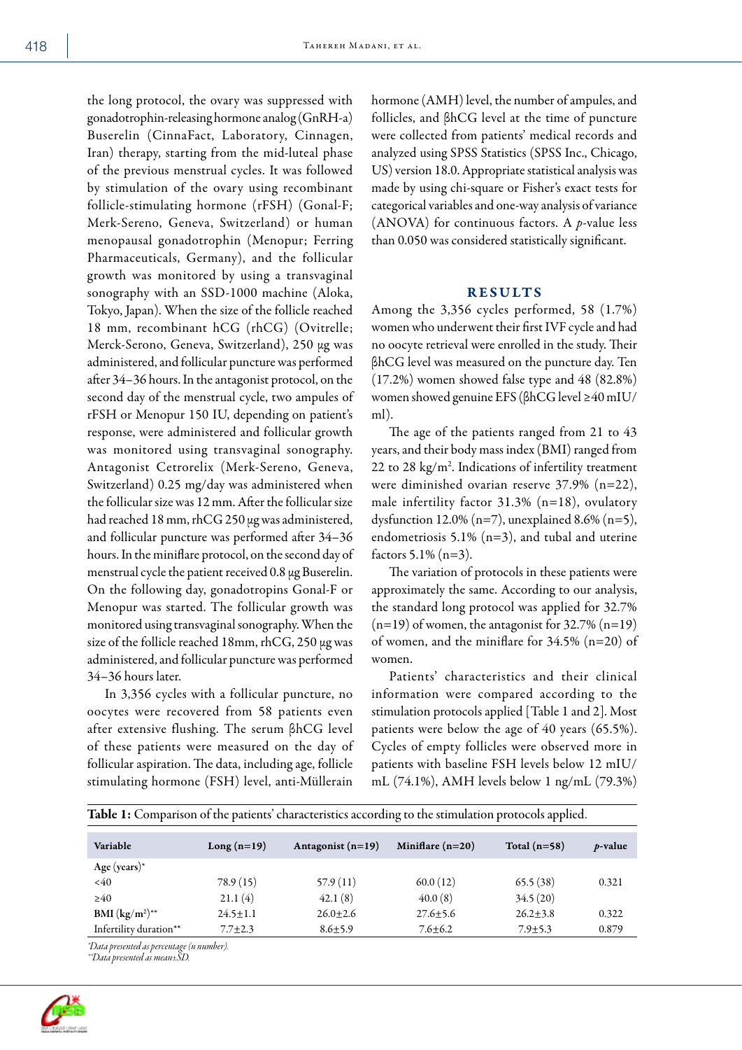the long protocol, the ovary was suppressed with gonadotrophin-releasing hormone analog (GnRH-a) Buserelin (CinnaFact, Laboratory, Cinnagen, Iran) therapy, starting from the mid-luteal phase of the previous menstrual cycles. It was followed by stimulation of the ovary using recombinant follicle-stimulating hormone (rFSH) (Gonal-F; Merk-Sereno, Geneva, Switzerland) or human menopausal gonadotrophin (Menopur; Ferring Pharmaceuticals, Germany), and the follicular growth was monitored by using a transvaginal sonography with an SSD-1000 machine (Aloka, Tokyo, Japan). When the size of the follicle reached 18 mm, recombinant hCG (rhCG) (Ovitrelle; Merck-Serono, Geneva, Switzerland), 250 μg was administered, and follicular puncture was performed after 34–36 hours. In the antagonist protocol, on the second day of the menstrual cycle, two ampules of rFSH or Menopur 150 IU, depending on patient's response, were administered and follicular growth was monitored using transvaginal sonography. Antagonist Cetrorelix (Merk-Sereno, Geneva, Switzerland) 0.25 mg/day was administered when the follicular size was 12 mm. After the follicular size had reached 18 mm, rhCG 250 μg was administered, and follicular puncture was performed after 34–36 hours. In the miniflare protocol, on the second day of menstrual cycle the patient received 0.8 μg Buserelin. On the following day, gonadotropins Gonal-F or Menopur was started. The follicular growth was monitored using transvaginal sonography. When the size of the follicle reached 18mm, rhCG, 250 μg was administered, and follicular puncture was performed 34–36 hours later.

In 3,356 cycles with a follicular puncture, no oocytes were recovered from 58 patients even after extensive flushing. The serum βhCG level of these patients were measured on the day of follicular aspiration. The data, including age, follicle stimulating hormone (FSH) level, anti-Müllerain hormone (AMH) level, the number of ampules, and follicles, and βhCG level at the time of puncture were collected from patients' medical records and analyzed using SPSS Statistics (SPSS Inc., Chicago, US) version 18.0. Appropriate statistical analysis was made by using chi-square or Fisher's exact tests for categorical variables and one-way analysis of variance (ANOVA) for continuous factors. A *p*-value less than 0.050 was considered statistically significant.

## RESULTS

Among the 3,356 cycles performed, 58 (1.7%) women who underwent their first IVF cycle and had no oocyte retrieval were enrolled in the study. Their βhCG level was measured on the puncture day. Ten (17.2%) women showed false type and 48 (82.8%) women showed genuine EFS (βhCG level ≥40 mIU/ml).

The age of the patients ranged from 21 to 43 years, and their body mass index (BMI) ranged from 22 to 28 kg/m$^2$. Indications of infertility treatment were diminished ovarian reserve 37.9% (n=22), male infertility factor 31.3% (n=18), ovulatory dysfunction 12.0% (n=7), unexplained 8.6% (n=5), endometriosis 5.1% (n=3), and tubal and uterine factors 5.1% (n=3).

The variation of protocols in these patients were approximately the same. According to our analysis, the standard long protocol was applied for 32.7% (n=19) of women, the antagonist for 32.7% (n=19) of women, and the miniflare for 34.5% (n=20) of women.

Patients' characteristics and their clinical information were compared according to the stimulation protocols applied [Table 1 and 2]. Most patients were below the age of 40 years (65.5%). Cycles of empty follicles were observed more in patients with baseline FSH levels below 12 mIU/mL (74.1%), AMH levels below 1 ng/mL (79.3%)

**Table 1:** Comparison of the patients' characteristics according to the stimulation protocols applied.

| Variable | Long (n=19) | Antagonist (n=19) | Miniflare (n=20) | Total (n=58) | *p*-value |
|---|---|---|---|---|---|
| **Age (years)*** | | | | | |
| <40 | 78.9 (15) | 57.9 (11) | 60.0 (12) | 65.5 (38) | 0.321 |
| ≥40 | 21.1 (4) | 42.1 (8) | 40.0 (8) | 34.5 (20) | |
| **BMI (kg/m$^2$)**** | 24.5±1.1 | 26.0±2.6 | 27.6±5.6 | 26.2±3.8 | 0.322 |
| Infertility duration** | 7.7±2.3 | 8.6±5.9 | 7.6±6.2 | 7.9±5.3 | 0.879 |

*\*Data presented as percentage (n number).*
*\*\*Data presented as mean±SD.*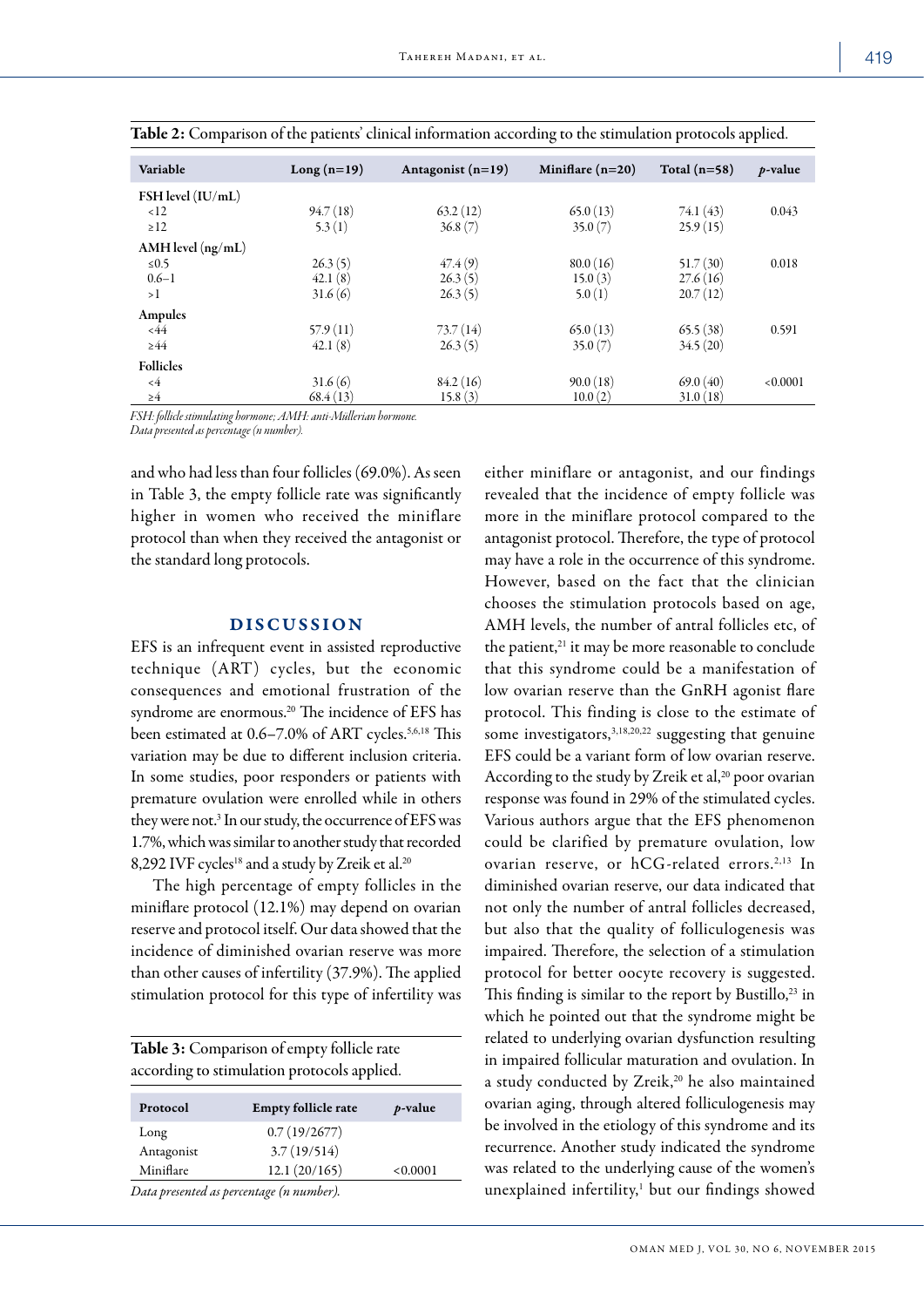**Table 2:** Comparison of the patients' clinical information according to the stimulation protocols applied.

| Variable | Long (n=19) | Antagonist (n=19) | Miniflare (n=20) | Total (n=58) | *p*-value |
|---|---|---|---|---|---|
| **FSH level (IU/mL)** | | | | | |
| <12 | 94.7 (18) | 63.2 (12) | 65.0 (13) | 74.1 (43) | 0.043 |
| ≥12 | 5.3 (1) | 36.8 (7) | 35.0 (7) | 25.9 (15) | |
| **AMH level (ng/mL)** | | | | | |
| ≤0.5 | 26.3 (5) | 47.4 (9) | 80.0 (16) | 51.7 (30) | 0.018 |
| 0.6–1 | 42.1 (8) | 26.3 (5) | 15.0 (3) | 27.6 (16) | |
| >1 | 31.6 (6) | 26.3 (5) | 5.0 (1) | 20.7 (12) | |
| **Ampules** | | | | | |
| <44 | 57.9 (11) | 73.7 (14) | 65.0 (13) | 65.5 (38) | 0.591 |
| ≥44 | 42.1 (8) | 26.3 (5) | 35.0 (7) | 34.5 (20) | |
| **Follicles** | | | | | |
| <4 | 31.6 (6) | 84.2 (16) | 90.0 (18) | 69.0 (40) | <0.0001 |
| ≥4 | 68.4 (13) | 15.8 (3) | 10.0 (2) | 31.0 (18) | |

*FSH: follicle stimulating hormone; AMH: anti-Mullerian hormone.*
*Data presented as percentage (n number).*

and who had less than four follicles (69.0%). As seen in Table 3, the empty follicle rate was significantly higher in women who received the miniflare protocol than when they received the antagonist or the standard long protocols.

**Table 3:** Comparison of empty follicle rate according to stimulation protocols applied.

| Protocol | Empty follicle rate | *p*-value |
|---|---|---|
| Long | 0.7 (19/2677) | |
| Antagonist | 3.7 (19/514) | |
| Miniflare | 12.1 (20/165) | <0.0001 |

*Data presented as percentage (n number).*

## DISCUSSION

EFS is an infrequent event in assisted reproductive technique (ART) cycles, but the economic consequences and emotional frustration of the syndrome are enormous.[20] The incidence of EFS has been estimated at 0.6–7.0% of ART cycles.[5,6,18] This variation may be due to different inclusion criteria. In some studies, poor responders or patients with premature ovulation were enrolled while in others they were not.[3] In our study, the occurrence of EFS was 1.7%, which was similar to another study that recorded 8,292 IVF cycles[18] and a study by Zreik et al.[20]

The high percentage of empty follicles in the miniflare protocol (12.1%) may depend on ovarian reserve and protocol itself. Our data showed that the incidence of diminished ovarian reserve was more than other causes of infertility (37.9%). The applied stimulation protocol for this type of infertility was either miniflare or antagonist, and our findings revealed that the incidence of empty follicle was more in the miniflare protocol compared to the antagonist protocol. Therefore, the type of protocol may have a role in the occurrence of this syndrome. However, based on the fact that the clinician chooses the stimulation protocols based on age, AMH levels, the number of antral follicles etc, of the patient,[21] it may be more reasonable to conclude that this syndrome could be a manifestation of low ovarian reserve than the GnRH agonist flare protocol. This finding is close to the estimate of some investigators,[3,18,20,22] suggesting that genuine EFS could be a variant form of low ovarian reserve. According to the study by Zreik et al,[20] poor ovarian response was found in 29% of the stimulated cycles. Various authors argue that the EFS phenomenon could be clarified by premature ovulation, low ovarian reserve, or hCG-related errors.[2,13] In diminished ovarian reserve, our data indicated that not only the number of antral follicles decreased, but also that the quality of folliculogenesis was impaired. Therefore, the selection of a stimulation protocol for better oocyte recovery is suggested. This finding is similar to the report by Bustillo,[23] in which he pointed out that the syndrome might be related to underlying ovarian dysfunction resulting in impaired follicular maturation and ovulation. In a study conducted by Zreik,[20] he also maintained ovarian aging, through altered folliculogenesis may be involved in the etiology of this syndrome and its recurrence. Another study indicated the syndrome was related to the underlying cause of the women's unexplained infertility,[1] but our findings showed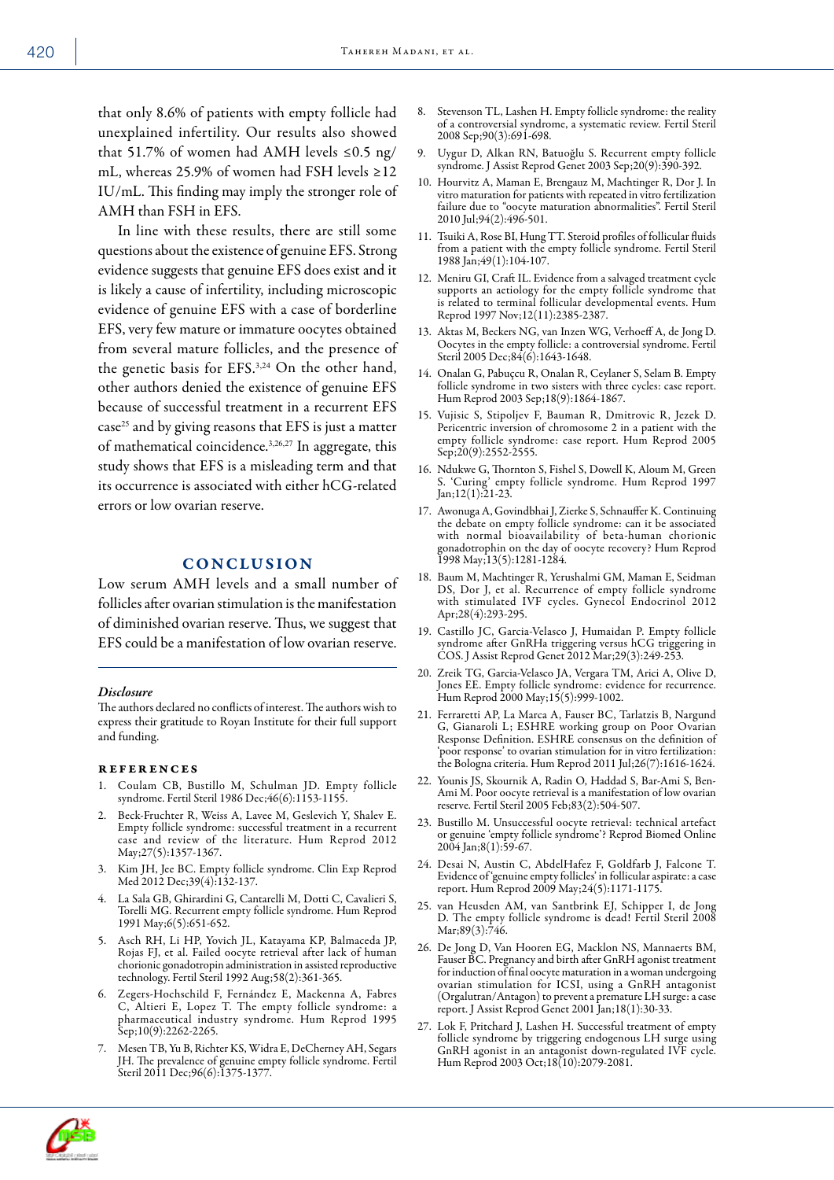that only 8.6% of patients with empty follicle had unexplained infertility. Our results also showed that 51.7% of women had AMH levels ≤0.5 ng/mL, whereas 25.9% of women had FSH levels ≥12 IU/mL. This finding may imply the stronger role of AMH than FSH in EFS.

In line with these results, there are still some questions about the existence of genuine EFS. Strong evidence suggests that genuine EFS does exist and it is likely a cause of infertility, including microscopic evidence of genuine EFS with a case of borderline EFS, very few mature or immature oocytes obtained from several mature follicles, and the presence of the genetic basis for EFS.[3,24] On the other hand, other authors denied the existence of genuine EFS because of successful treatment in a recurrent EFS case[25] and by giving reasons that EFS is just a matter of mathematical coincidence.[3,26,27] In aggregate, this study shows that EFS is a misleading term and that its occurrence is associated with either hCG-related errors or low ovarian reserve.

## CONCLUSION

Low serum AMH levels and a small number of follicles after ovarian stimulation is the manifestation of diminished ovarian reserve. Thus, we suggest that EFS could be a manifestation of low ovarian reserve.

### *Disclosure*

The authors declared no conflicts of interest. The authors wish to express their gratitude to Royan Institute for their full support and funding.

## REFERENCES

1. Coulam CB, Bustillo M, Schulman JD. Empty follicle syndrome. Fertil Steril 1986 Dec;46(6):1153-1155.
2. Beck-Fruchter R, Weiss A, Lavee M, Geslevich Y, Shalev E. Empty follicle syndrome: successful treatment in a recurrent case and review of the literature. Hum Reprod 2012 May;27(5):1357-1367.
3. Kim JH, Jee BC. Empty follicle syndrome. Clin Exp Reprod Med 2012 Dec;39(4):132-137.
4. La Sala GB, Ghirardini G, Cantarelli M, Dotti C, Cavalieri S, Torelli MG. Recurrent empty follicle syndrome. Hum Reprod 1991 May;6(5):651-652.
5. Asch RH, Li HP, Yovich JL, Katayama KP, Balmaceda JP, Rojas FJ, et al. Failed oocyte retrieval after lack of human chorionic gonadotropin administration in assisted reproductive technology. Fertil Steril 1992 Aug;58(2):361-365.
6. Zegers-Hochschild F, Fernández E, Mackenna A, Fabres C, Altieri E, Lopez T. The empty follicle syndrome: a pharmaceutical industry syndrome. Hum Reprod 1995 Sep;10(9):2262-2265.
7. Mesen TB, Yu B, Richter KS, Widra E, DeCherney AH, Segars JH. The prevalence of genuine empty follicle syndrome. Fertil Steril 2011 Dec;96(6):1375-1377.
8. Stevenson TL, Lashen H. Empty follicle syndrome: the reality of a controversial syndrome, a systematic review. Fertil Steril 2008 Sep;90(3):691-698.
9. Uygur D, Alkan RN, Batuoğlu S. Recurrent empty follicle syndrome. J Assist Reprod Genet 2003 Sep;20(9):390-392.
10. Hourvitz A, Maman E, Brengauz M, Machtinger R, Dor J. In vitro maturation for patients with repeated in vitro fertilization failure due to "oocyte maturation abnormalities". Fertil Steril 2010 Jul;94(2):496-501.
11. Tsuiki A, Rose BI, Hung TT. Steroid profiles of follicular fluids from a patient with the empty follicle syndrome. Fertil Steril 1988 Jan;49(1):104-107.
12. Meniru GI, Craft IL. Evidence from a salvaged treatment cycle supports an aetiology for the empty follicle syndrome that is related to terminal follicular developmental events. Hum Reprod 1997 Nov;12(11):2385-2387.
13. Aktas M, Beckers NG, van Inzen WG, Verhoeff A, de Jong D. Oocytes in the empty follicle: a controversial syndrome. Fertil Steril 2005 Dec;84(6):1643-1648.
14. Onalan G, Pabuçcu R, Onalan R, Ceylaner S, Selam B. Empty follicle syndrome in two sisters with three cycles: case report. Hum Reprod 2003 Sep;18(9):1864-1867.
15. Vujisic S, Stipoljev F, Bauman R, Dmitrovic R, Jezek D. Pericentric inversion of chromosome 2 in a patient with the empty follicle syndrome: case report. Hum Reprod 2005 Sep;20(9):2552-2555.
16. Ndukwe G, Thornton S, Fishel S, Dowell K, Aloum M, Green S. 'Curing' empty follicle syndrome. Hum Reprod 1997 Jan;12(1):21-23.
17. Awonuga A, Govindbhai J, Zierke S, Schnauffer K. Continuing the debate on empty follicle syndrome: can it be associated with normal bioavailability of beta-human chorionic gonadotrophin on the day of oocyte recovery? Hum Reprod 1998 May;13(5):1281-1284.
18. Baum M, Machtinger R, Yerushalmi GM, Maman E, Seidman DS, Dor J, et al. Recurrence of empty follicle syndrome with stimulated IVF cycles. Gynecol Endocrinol 2012 Apr;28(4):293-295.
19. Castillo JC, Garcia-Velasco J, Humaidan P. Empty follicle syndrome after GnRHa triggering versus hCG triggering in COS. J Assist Reprod Genet 2012 Mar;29(3):249-253.
20. Zreik TG, Garcia-Velasco JA, Vergara TM, Arici A, Olive D, Jones EE. Empty follicle syndrome: evidence for recurrence. Hum Reprod 2000 May;15(5):999-1002.
21. Ferraretti AP, La Marca A, Fauser BC, Tarlatzis B, Nargund G, Gianaroli L; ESHRE working group on Poor Ovarian Response Definition. ESHRE consensus on the definition of 'poor response' to ovarian stimulation for in vitro fertilization: the Bologna criteria. Hum Reprod 2011 Jul;26(7):1616-1624.
22. Younis JS, Skournik A, Radin O, Haddad S, Bar-Ami S, Ben-Ami M. Poor oocyte retrieval is a manifestation of low ovarian reserve. Fertil Steril 2005 Feb;83(2):504-507.
23. Bustillo M. Unsuccessful oocyte retrieval: technical artefact or genuine 'empty follicle syndrome'? Reprod Biomed Online 2004 Jan;8(1):59-67.
24. Desai N, Austin C, AbdelHafez F, Goldfarb J, Falcone T. Evidence of 'genuine empty follicles' in follicular aspirate: a case report. Hum Reprod 2009 May;24(5):1171-1175.
25. van Heusden AM, van Santbrink EJ, Schipper I, de Jong D. The empty follicle syndrome is dead! Fertil Steril 2008 Mar;89(3):746.
26. De Jong D, Van Hooren EG, Macklon NS, Mannaerts BM, Fauser BC. Pregnancy and birth after GnRH agonist treatment for induction of final oocyte maturation in a woman undergoing ovarian stimulation for ICSI, using a GnRH antagonist (Orgalutran/Antagon) to prevent a premature LH surge: a case report. J Assist Reprod Genet 2001 Jan;18(1):30-33.
27. Lok F, Pritchard J, Lashen H. Successful treatment of empty follicle syndrome by triggering endogenous LH surge using GnRH agonist in an antagonist down-regulated IVF cycle. Hum Reprod 2003 Oct;18(10):2079-2081.